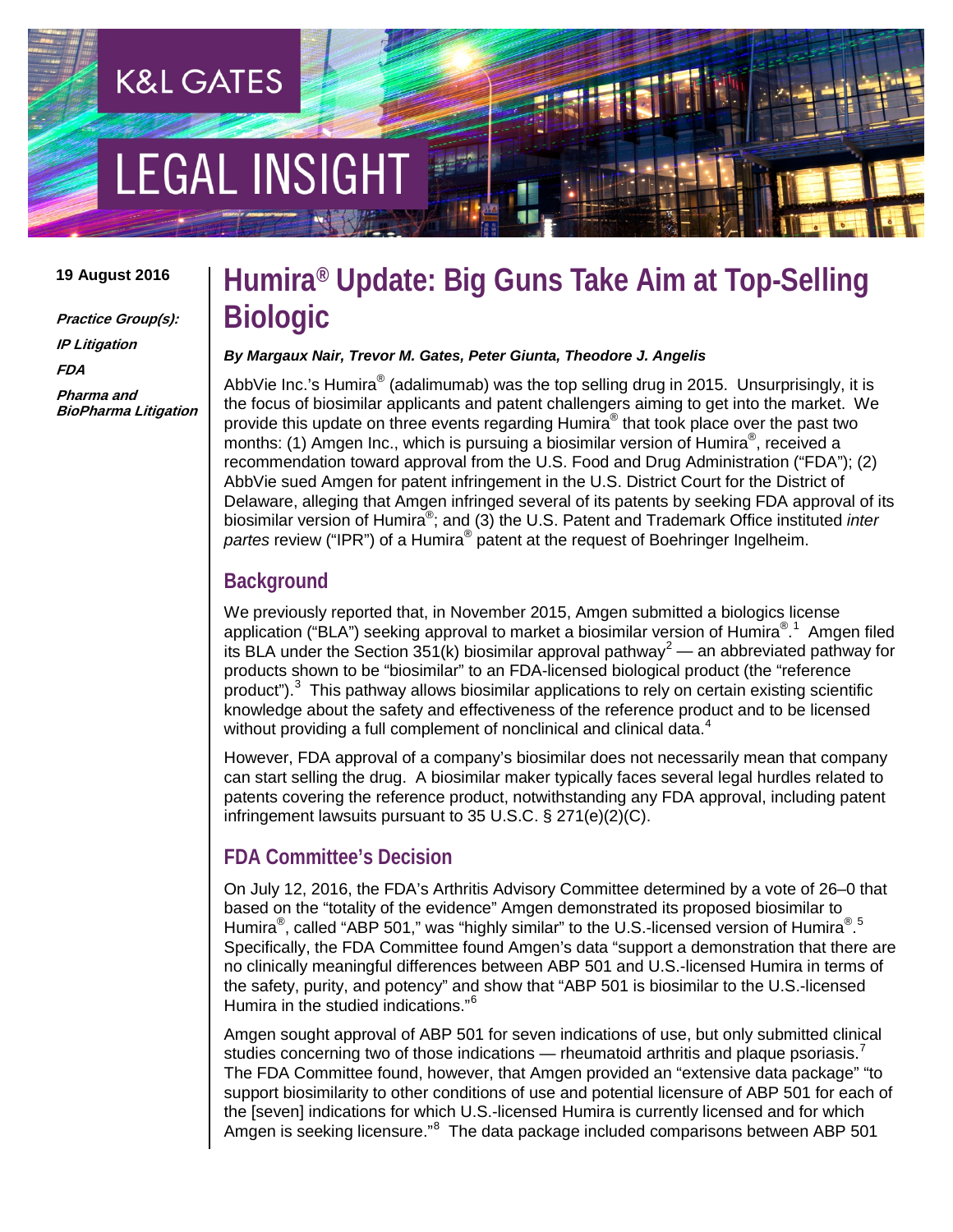K&L GATES

LEGAL INSIGHT

**19 August 2016**

***Practice Group(s):***

***IP Litigation***

***FDA***

***Pharma and BioPharma Litigation***

# Humira® Update: Big Guns Take Aim at Top-Selling Biologic

***By Margaux Nair, Trevor M. Gates, Peter Giunta, Theodore J. Angelis***

AbbVie Inc.'s Humira® (adalimumab) was the top selling drug in 2015. Unsurprisingly, it is the focus of biosimilar applicants and patent challengers aiming to get into the market. We provide this update on three events regarding Humira® that took place over the past two months: (1) Amgen Inc., which is pursuing a biosimilar version of Humira®, received a recommendation toward approval from the U.S. Food and Drug Administration ("FDA"); (2) AbbVie sued Amgen for patent infringement in the U.S. District Court for the District of Delaware, alleging that Amgen infringed several of its patents by seeking FDA approval of its biosimilar version of Humira®; and (3) the U.S. Patent and Trademark Office instituted *inter partes* review ("IPR") of a Humira® patent at the request of Boehringer Ingelheim.

## Background

We previously reported that, in November 2015, Amgen submitted a biologics license application ("BLA") seeking approval to market a biosimilar version of Humira®.[1] Amgen filed its BLA under the Section 351(k) biosimilar approval pathway[2] — an abbreviated pathway for products shown to be "biosimilar" to an FDA-licensed biological product (the "reference product").[3] This pathway allows biosimilar applications to rely on certain existing scientific knowledge about the safety and effectiveness of the reference product and to be licensed without providing a full complement of nonclinical and clinical data.[4]

However, FDA approval of a company's biosimilar does not necessarily mean that company can start selling the drug. A biosimilar maker typically faces several legal hurdles related to patents covering the reference product, notwithstanding any FDA approval, including patent infringement lawsuits pursuant to 35 U.S.C. § 271(e)(2)(C).

## FDA Committee's Decision

On July 12, 2016, the FDA's Arthritis Advisory Committee determined by a vote of 26–0 that based on the "totality of the evidence" Amgen demonstrated its proposed biosimilar to Humira®, called "ABP 501," was "highly similar" to the U.S.-licensed version of Humira®.[5] Specifically, the FDA Committee found Amgen's data "support a demonstration that there are no clinically meaningful differences between ABP 501 and U.S.-licensed Humira in terms of the safety, purity, and potency" and show that "ABP 501 is biosimilar to the U.S.-licensed Humira in the studied indications."[6]

Amgen sought approval of ABP 501 for seven indications of use, but only submitted clinical studies concerning two of those indications — rheumatoid arthritis and plaque psoriasis.[7] The FDA Committee found, however, that Amgen provided an "extensive data package" "to support biosimilarity to other conditions of use and potential licensure of ABP 501 for each of the [seven] indications for which U.S.-licensed Humira is currently licensed and for which Amgen is seeking licensure."[8] The data package included comparisons between ABP 501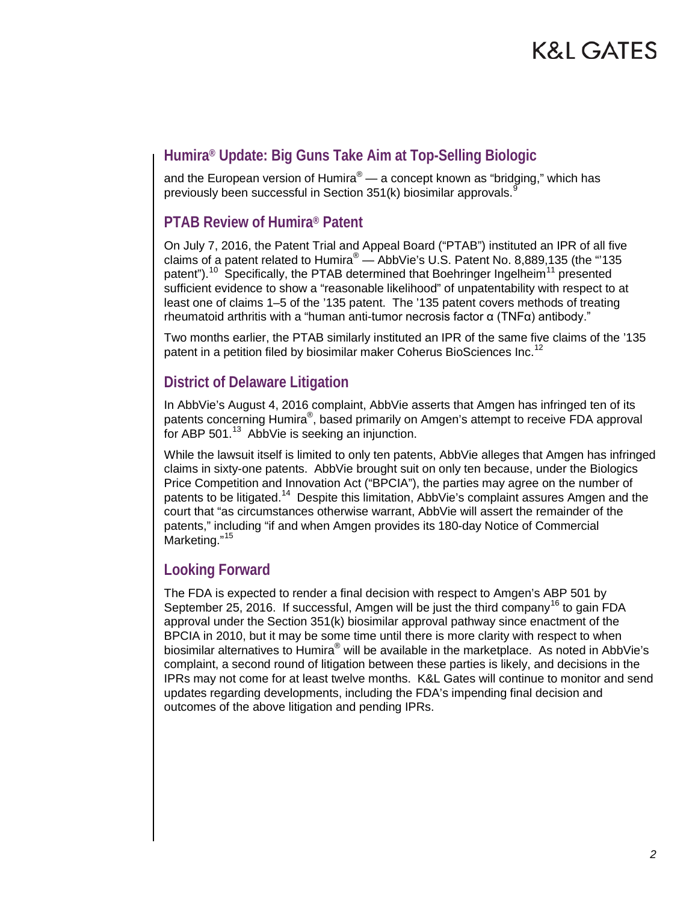## Humira® Update: Big Guns Take Aim at Top-Selling Biologic

and the European version of Humira® — a concept known as "bridging," which has previously been successful in Section 351(k) biosimilar approvals.[9]

## PTAB Review of Humira® Patent

On July 7, 2016, the Patent Trial and Appeal Board ("PTAB") instituted an IPR of all five claims of a patent related to Humira® — AbbVie's U.S. Patent No. 8,889,135 (the "'135 patent").[10] Specifically, the PTAB determined that Boehringer Ingelheim[11] presented sufficient evidence to show a "reasonable likelihood" of unpatentability with respect to at least one of claims 1–5 of the '135 patent. The '135 patent covers methods of treating rheumatoid arthritis with a "human anti-tumor necrosis factor α (TNFα) antibody."

Two months earlier, the PTAB similarly instituted an IPR of the same five claims of the '135 patent in a petition filed by biosimilar maker Coherus BioSciences Inc.[12]

## District of Delaware Litigation

In AbbVie's August 4, 2016 complaint, AbbVie asserts that Amgen has infringed ten of its patents concerning Humira®, based primarily on Amgen's attempt to receive FDA approval for ABP 501.[13] AbbVie is seeking an injunction.

While the lawsuit itself is limited to only ten patents, AbbVie alleges that Amgen has infringed claims in sixty-one patents. AbbVie brought suit on only ten because, under the Biologics Price Competition and Innovation Act ("BPCIA"), the parties may agree on the number of patents to be litigated.[14] Despite this limitation, AbbVie's complaint assures Amgen and the court that "as circumstances otherwise warrant, AbbVie will assert the remainder of the patents," including "if and when Amgen provides its 180-day Notice of Commercial Marketing."[15]

## Looking Forward

The FDA is expected to render a final decision with respect to Amgen's ABP 501 by September 25, 2016. If successful, Amgen will be just the third company[16] to gain FDA approval under the Section 351(k) biosimilar approval pathway since enactment of the BPCIA in 2010, but it may be some time until there is more clarity with respect to when biosimilar alternatives to Humira® will be available in the marketplace. As noted in AbbVie's complaint, a second round of litigation between these parties is likely, and decisions in the IPRs may not come for at least twelve months. K&L Gates will continue to monitor and send updates regarding developments, including the FDA's impending final decision and outcomes of the above litigation and pending IPRs.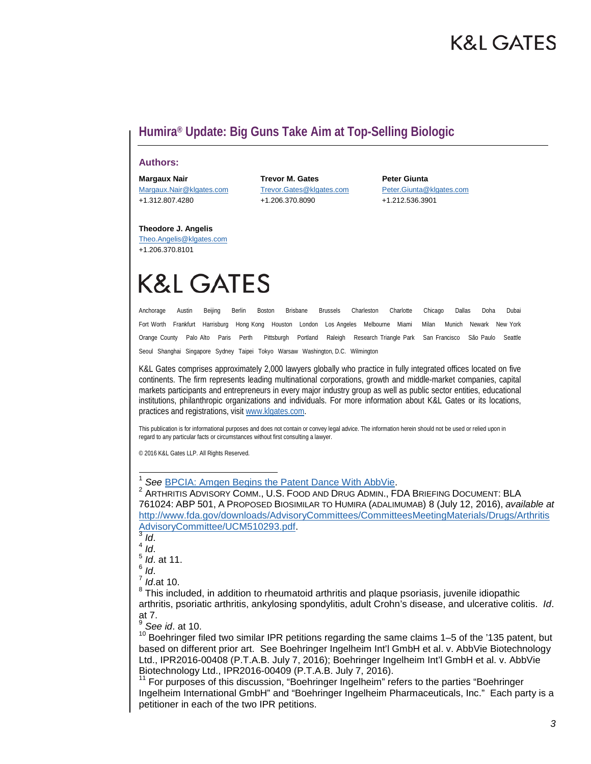## Humira® Update: Big Guns Take Aim at Top-Selling Biologic

### Authors:

**Margaux Nair**
Margaux.Nair@klgates.com
+1.312.807.4280

**Trevor M. Gates**
Trevor.Gates@klgates.com
+1.206.370.8090

**Peter Giunta**
Peter.Giunta@klgates.com
+1.212.536.3901

**Theodore J. Angelis**
Theo.Angelis@klgates.com
+1.206.370.8101

# K&L GATES

Anchorage Austin Beijing Berlin Boston Brisbane Brussels Charleston Charlotte Chicago Dallas Doha Dubai Fort Worth Frankfurt Harrisburg Hong Kong Houston London Los Angeles Melbourne Miami Milan Munich Newark New York Orange County Palo Alto Paris Perth Pittsburgh Portland Raleigh Research Triangle Park San Francisco São Paulo Seattle Seoul Shanghai Singapore Sydney Taipei Tokyo Warsaw Washington, D.C. Wilmington

K&L Gates comprises approximately 2,000 lawyers globally who practice in fully integrated offices located on five continents. The firm represents leading multinational corporations, growth and middle-market companies, capital markets participants and entrepreneurs in every major industry group as well as public sector entities, educational institutions, philanthropic organizations and individuals. For more information about K&L Gates or its locations, practices and registrations, visit www.klgates.com.

This publication is for informational purposes and does not contain or convey legal advice. The information herein should not be used or relied upon in regard to any particular facts or circumstances without first consulting a lawyer.

© 2016 K&L Gates LLP. All Rights Reserved.

---

[1] *See* BPCIA: Amgen Begins the Patent Dance With AbbVie.

[2] ARTHRITIS ADVISORY COMM., U.S. FOOD AND DRUG ADMIN., FDA BRIEFING DOCUMENT: BLA 761024: ABP 501, A PROPOSED BIOSIMILAR TO HUMIRA (ADALIMUMAB) 8 (July 12, 2016), *available at* http://www.fda.gov/downloads/AdvisoryCommittees/CommitteesMeetingMaterials/Drugs/ArthritisAdvisoryCommittee/UCM510293.pdf.

[3] *Id*.

[4] *Id*.

[5] *Id*. at 11.

[6] *Id*.

[7] *Id*.at 10.

[8] This included, in addition to rheumatoid arthritis and plaque psoriasis, juvenile idiopathic arthritis, psoriatic arthritis, ankylosing spondylitis, adult Crohn's disease, and ulcerative colitis. *Id*. at 7.

[9] *See id*. at 10.

[10] Boehringer filed two similar IPR petitions regarding the same claims 1–5 of the '135 patent, but based on different prior art. See Boehringer Ingelheim Int'l GmbH et al. v. AbbVie Biotechnology Ltd., IPR2016-00408 (P.T.A.B. July 7, 2016); Boehringer Ingelheim Int'l GmbH et al. v. AbbVie Biotechnology Ltd., IPR2016-00409 (P.T.A.B. July 7, 2016).

[11] For purposes of this discussion, "Boehringer Ingelheim" refers to the parties "Boehringer Ingelheim International GmbH" and "Boehringer Ingelheim Pharmaceuticals, Inc." Each party is a petitioner in each of the two IPR petitions.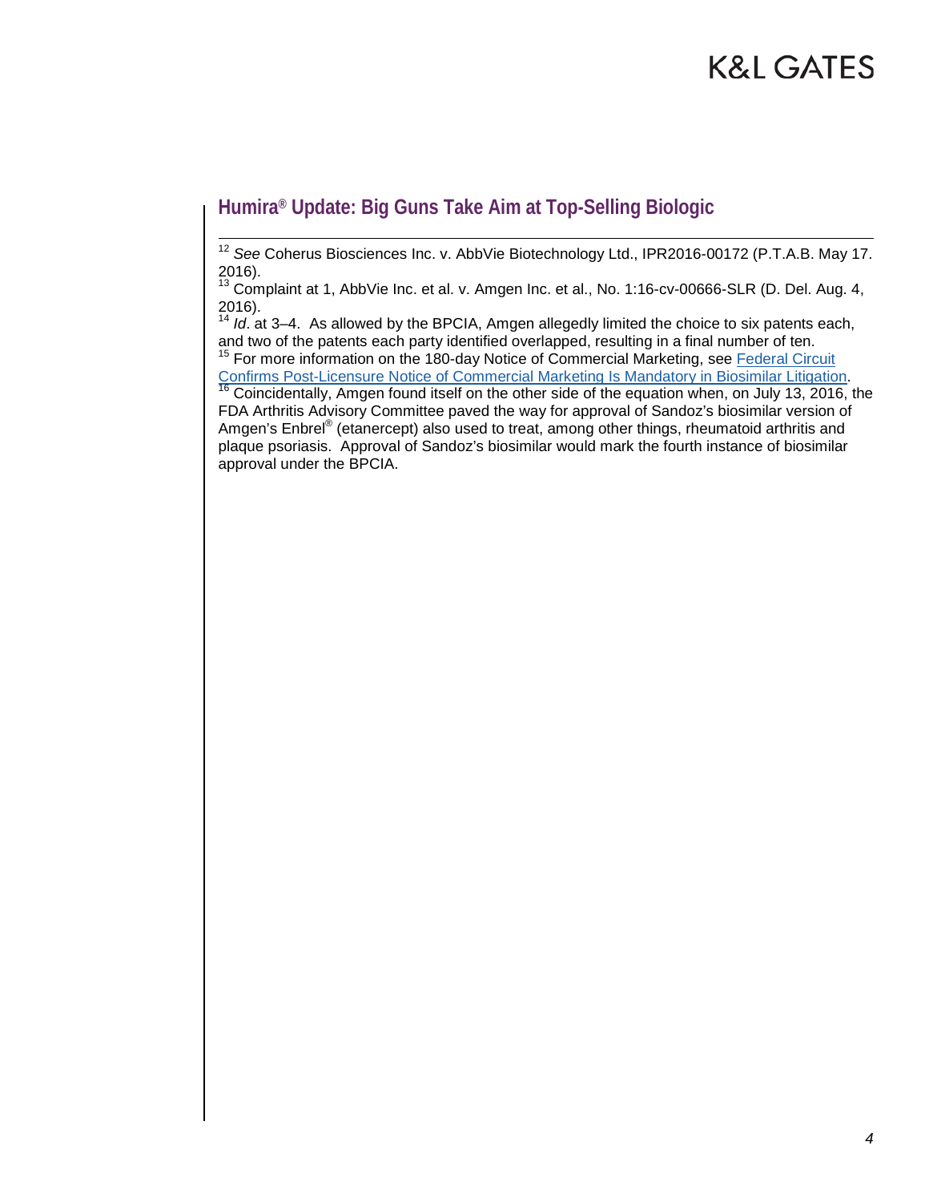[12] *See* Coherus Biosciences Inc. v. AbbVie Biotechnology Ltd., IPR2016-00172 (P.T.A.B. May 17. 2016).

[13] Complaint at 1, AbbVie Inc. et al. v. Amgen Inc. et al., No. 1:16-cv-00666-SLR (D. Del. Aug. 4, 2016).

[14] *Id*. at 3–4. As allowed by the BPCIA, Amgen allegedly limited the choice to six patents each, and two of the patents each party identified overlapped, resulting in a final number of ten.

[15] For more information on the 180-day Notice of Commercial Marketing, see Federal Circuit Confirms Post-Licensure Notice of Commercial Marketing Is Mandatory in Biosimilar Litigation.

[16] Coincidentally, Amgen found itself on the other side of the equation when, on July 13, 2016, the FDA Arthritis Advisory Committee paved the way for approval of Sandoz's biosimilar version of Amgen's Enbrel® (etanercept) also used to treat, among other things, rheumatoid arthritis and plaque psoriasis. Approval of Sandoz's biosimilar would mark the fourth instance of biosimilar approval under the BPCIA.